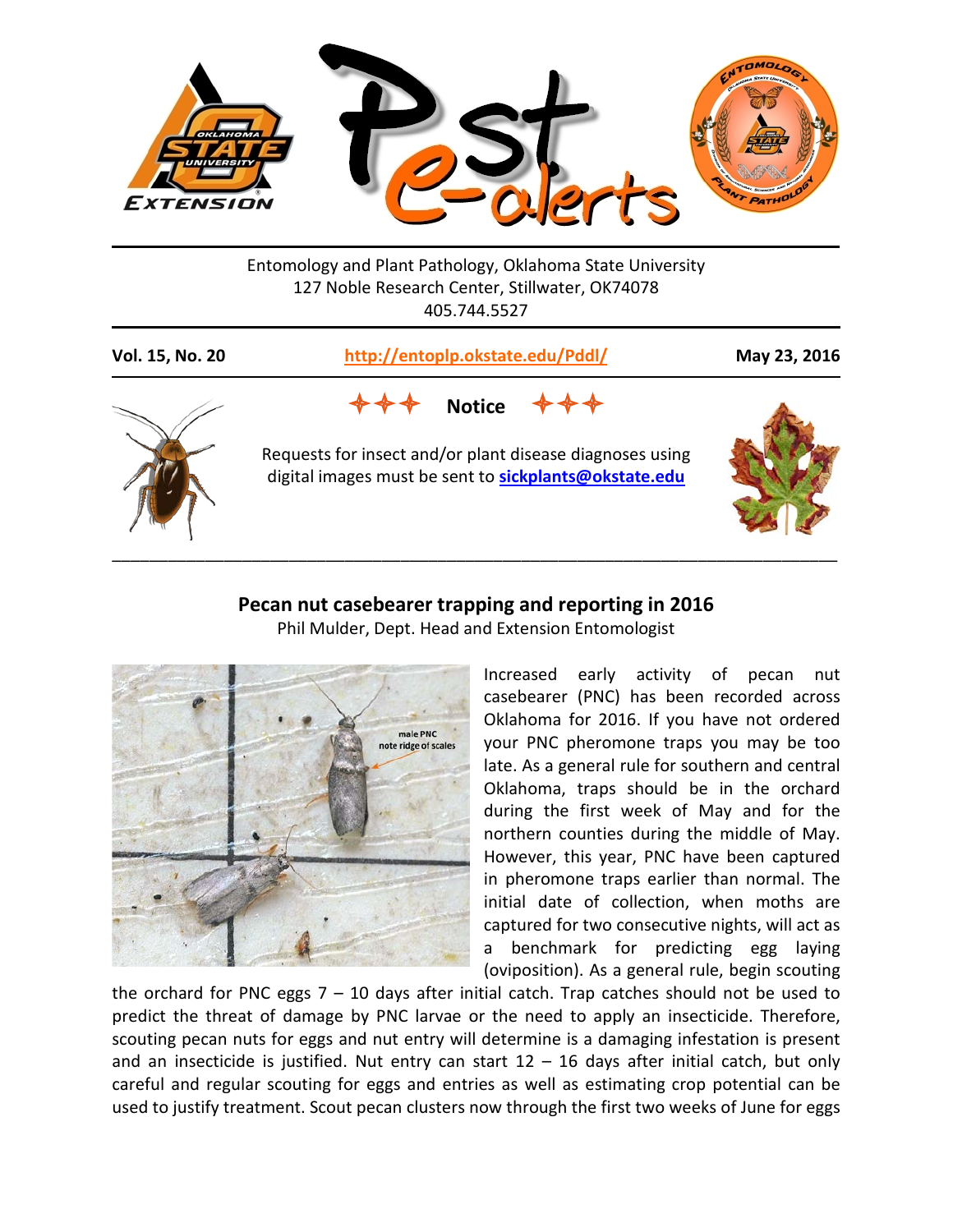Entomology and Plant Pathology, Oklahoma State University
127 Noble Research Center, Stillwater, OK74078
405.744.5527

**Vol. 15, No. 20** | **http://entoplp.okstate.edu/Pddl/** | **May 23, 2016**

**Notice**

Requests for insect and/or plant disease diagnoses using digital images must be sent to **sickplants@okstate.edu**

---

## Pecan nut casebearer trapping and reporting in 2016

Phil Mulder, Dept. Head and Extension Entomologist

Increased early activity of pecan nut casebearer (PNC) has been recorded across Oklahoma for 2016. If you have not ordered your PNC pheromone traps you may be too late. As a general rule for southern and central Oklahoma, traps should be in the orchard during the first week of May and for the northern counties during the middle of May. However, this year, PNC have been captured in pheromone traps earlier than normal. The initial date of collection, when moths are captured for two consecutive nights, will act as a benchmark for predicting egg laying (oviposition). As a general rule, begin scouting the orchard for PNC eggs 7 – 10 days after initial catch. Trap catches should not be used to predict the threat of damage by PNC larvae or the need to apply an insecticide. Therefore, scouting pecan nuts for eggs and nut entry will determine is a damaging infestation is present and an insecticide is justified. Nut entry can start 12 – 16 days after initial catch, but only careful and regular scouting for eggs and entries as well as estimating crop potential can be used to justify treatment. Scout pecan clusters now through the first two weeks of June for eggs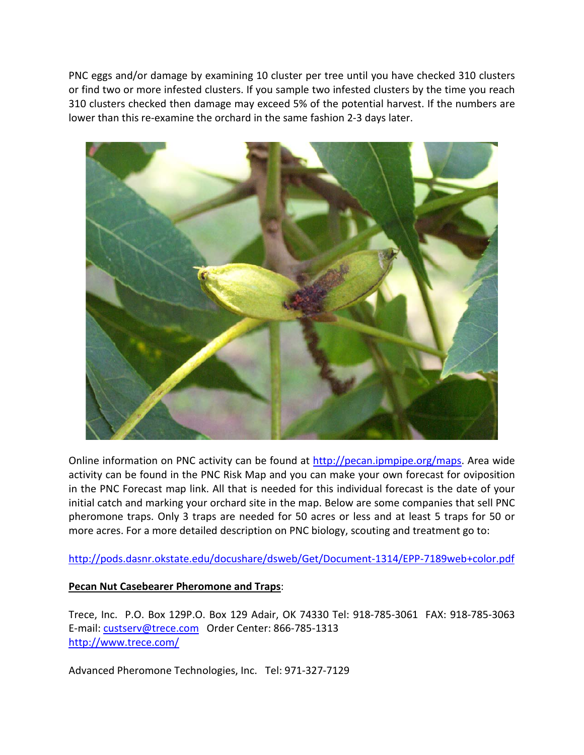PNC eggs and/or damage by examining 10 cluster per tree until you have checked 310 clusters or find two or more infested clusters. If you sample two infested clusters by the time you reach 310 clusters checked then damage may exceed 5% of the potential harvest. If the numbers are lower than this re-examine the orchard in the same fashion 2-3 days later.

Online information on PNC activity can be found at http://pecan.ipmpipe.org/maps. Area wide activity can be found in the PNC Risk Map and you can make your own forecast for oviposition in the PNC Forecast map link. All that is needed for this individual forecast is the date of your initial catch and marking your orchard site in the map. Below are some companies that sell PNC pheromone traps. Only 3 traps are needed for 50 acres or less and at least 5 traps for 50 or more acres. For a more detailed description on PNC biology, scouting and treatment go to:

http://pods.dasnr.okstate.edu/docushare/dsweb/Get/Document-1314/EPP-7189web+color.pdf

**Pecan Nut Casebearer Pheromone and Traps**:

Trece, Inc. P.O. Box 129P.O. Box 129 Adair, OK 74330 Tel: 918-785-3061 FAX: 918-785-3063
E-mail: custserv@trece.com Order Center: 866-785-1313
http://www.trece.com/

Advanced Pheromone Technologies, Inc. Tel: 971-327-7129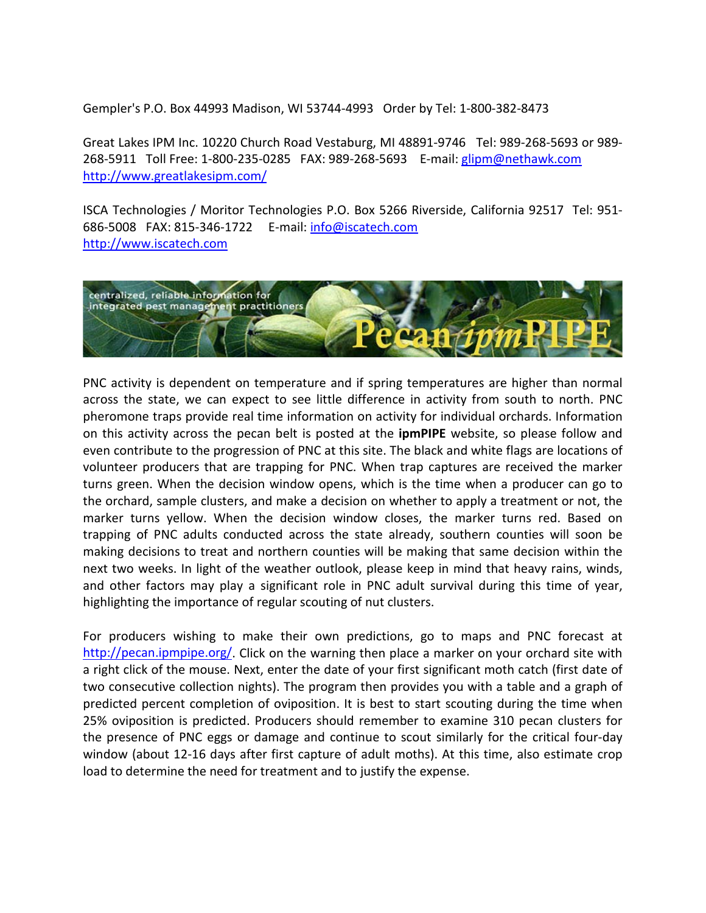Gempler's P.O. Box 44993 Madison, WI 53744-4993   Order by Tel: 1-800-382-8473

Great Lakes IPM Inc. 10220 Church Road Vestaburg, MI 48891-9746   Tel: 989-268-5693 or 989-268-5911   Toll Free: 1-800-235-0285   FAX: 989-268-5693   E-mail: glipm@nethawk.com
http://www.greatlakesipm.com/

ISCA Technologies / Moritor Technologies P.O. Box 5266 Riverside, California 92517   Tel: 951-686-5008   FAX: 815-346-1722   E-mail: info@iscatech.com
http://www.iscatech.com

centralized, reliable information for integrated pest management practitioners

Pecan *ipm*PIPE

PNC activity is dependent on temperature and if spring temperatures are higher than normal across the state, we can expect to see little difference in activity from south to north. PNC pheromone traps provide real time information on activity for individual orchards. Information on this activity across the pecan belt is posted at the **ipmPIPE** website, so please follow and even contribute to the progression of PNC at this site. The black and white flags are locations of volunteer producers that are trapping for PNC. When trap captures are received the marker turns green. When the decision window opens, which is the time when a producer can go to the orchard, sample clusters, and make a decision on whether to apply a treatment or not, the marker turns yellow. When the decision window closes, the marker turns red. Based on trapping of PNC adults conducted across the state already, southern counties will soon be making decisions to treat and northern counties will be making that same decision within the next two weeks. In light of the weather outlook, please keep in mind that heavy rains, winds, and other factors may play a significant role in PNC adult survival during this time of year, highlighting the importance of regular scouting of nut clusters.

For producers wishing to make their own predictions, go to maps and PNC forecast at http://pecan.ipmpipe.org/. Click on the warning then place a marker on your orchard site with a right click of the mouse. Next, enter the date of your first significant moth catch (first date of two consecutive collection nights). The program then provides you with a table and a graph of predicted percent completion of oviposition. It is best to start scouting during the time when 25% oviposition is predicted. Producers should remember to examine 310 pecan clusters for the presence of PNC eggs or damage and continue to scout similarly for the critical four-day window (about 12-16 days after first capture of adult moths). At this time, also estimate crop load to determine the need for treatment and to justify the expense.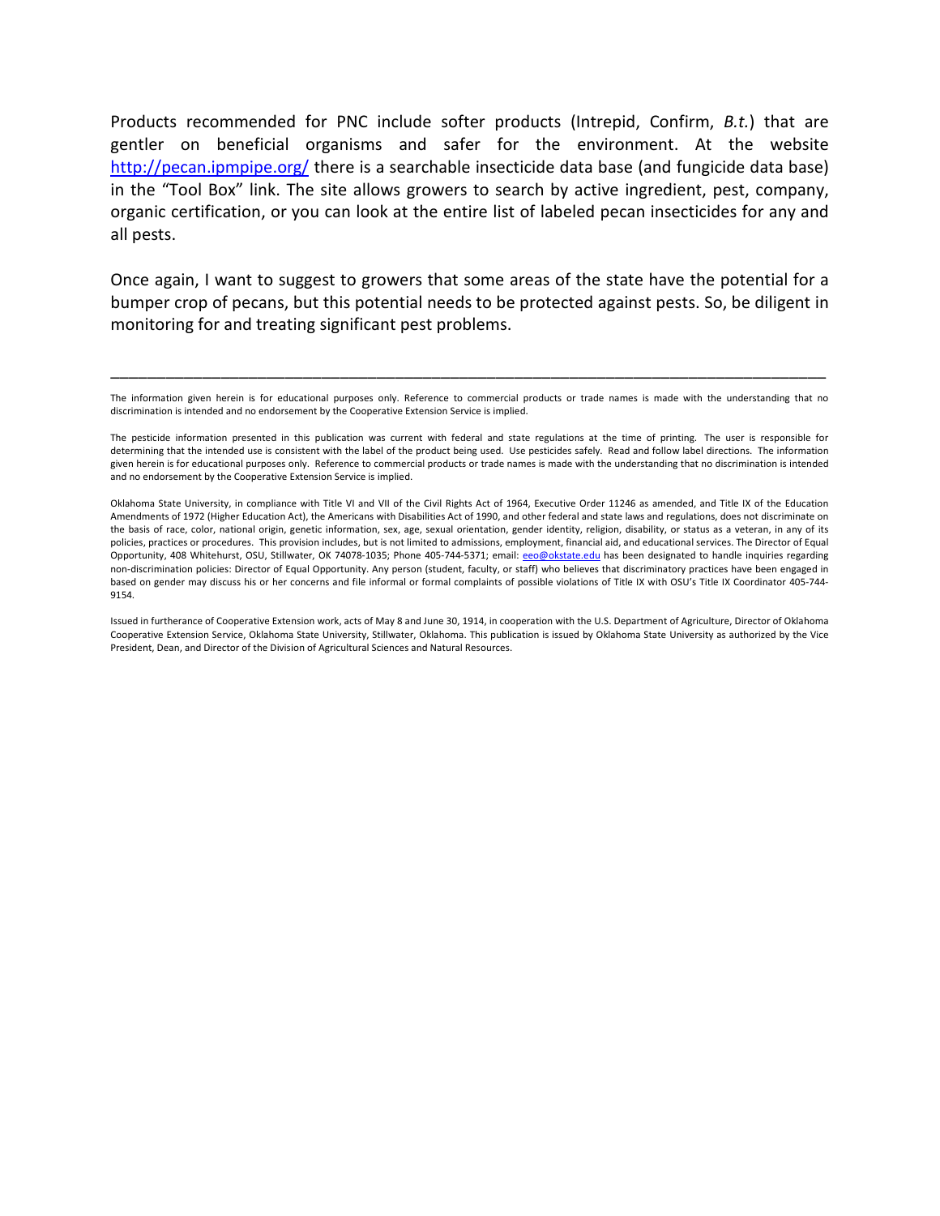Products recommended for PNC include softer products (Intrepid, Confirm, *B.t.*) that are gentler on beneficial organisms and safer for the environment. At the website [http://pecan.ipmpipe.org/](http://pecan.ipmpipe.org/) there is a searchable insecticide data base (and fungicide data base) in the "Tool Box" link. The site allows growers to search by active ingredient, pest, company, organic certification, or you can look at the entire list of labeled pecan insecticides for any and all pests.

Once again, I want to suggest to growers that some areas of the state have the potential for a bumper crop of pecans, but this potential needs to be protected against pests. So, be diligent in monitoring for and treating significant pest problems.

---

The information given herein is for educational purposes only. Reference to commercial products or trade names is made with the understanding that no discrimination is intended and no endorsement by the Cooperative Extension Service is implied.

The pesticide information presented in this publication was current with federal and state regulations at the time of printing. The user is responsible for determining that the intended use is consistent with the label of the product being used. Use pesticides safely. Read and follow label directions. The information given herein is for educational purposes only. Reference to commercial products or trade names is made with the understanding that no discrimination is intended and no endorsement by the Cooperative Extension Service is implied.

Oklahoma State University, in compliance with Title VI and VII of the Civil Rights Act of 1964, Executive Order 11246 as amended, and Title IX of the Education Amendments of 1972 (Higher Education Act), the Americans with Disabilities Act of 1990, and other federal and state laws and regulations, does not discriminate on the basis of race, color, national origin, genetic information, sex, age, sexual orientation, gender identity, religion, disability, or status as a veteran, in any of its policies, practices or procedures. This provision includes, but is not limited to admissions, employment, financial aid, and educational services. The Director of Equal Opportunity, 408 Whitehurst, OSU, Stillwater, OK 74078-1035; Phone 405-744-5371; email: [eeo@okstate.edu](mailto:eeo@okstate.edu) has been designated to handle inquiries regarding non-discrimination policies: Director of Equal Opportunity. Any person (student, faculty, or staff) who believes that discriminatory practices have been engaged in based on gender may discuss his or her concerns and file informal or formal complaints of possible violations of Title IX with OSU's Title IX Coordinator 405-744-9154.

Issued in furtherance of Cooperative Extension work, acts of May 8 and June 30, 1914, in cooperation with the U.S. Department of Agriculture, Director of Oklahoma Cooperative Extension Service, Oklahoma State University, Stillwater, Oklahoma. This publication is issued by Oklahoma State University as authorized by the Vice President, Dean, and Director of the Division of Agricultural Sciences and Natural Resources.